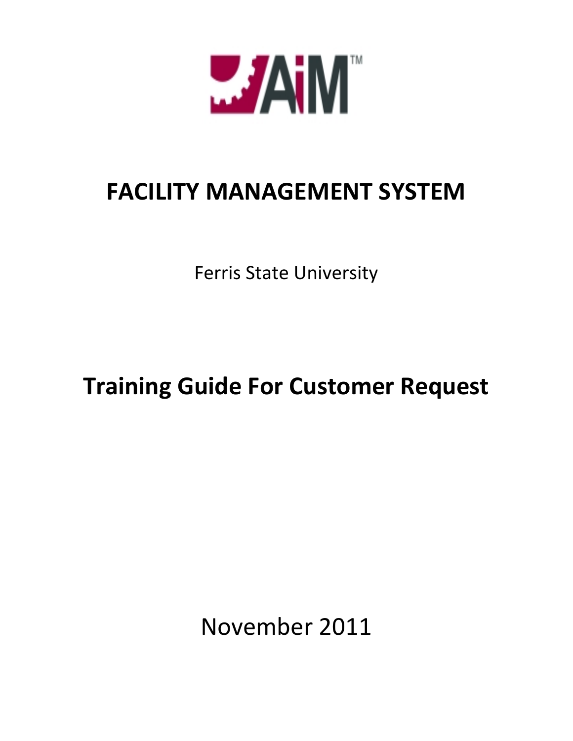AiM™

# FACILITY MANAGEMENT SYSTEM

Ferris State University

# Training Guide For Customer Request

November 2011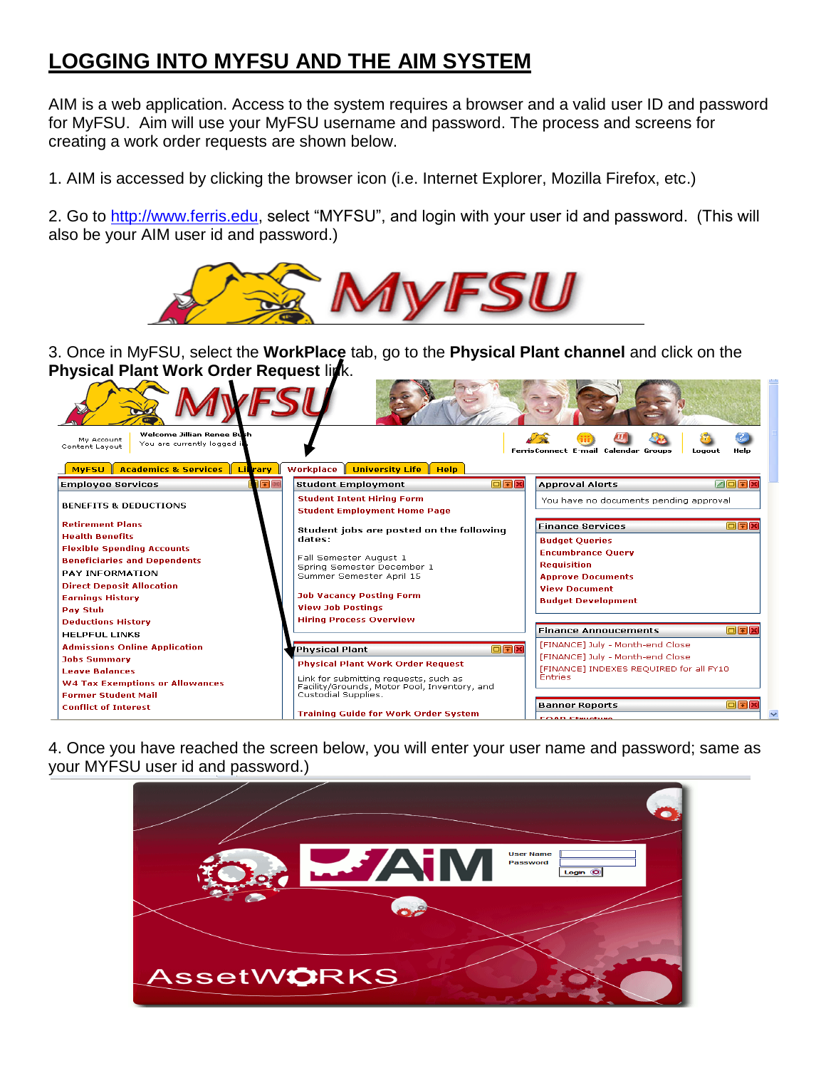# LOGGING INTO MYFSU AND THE AIM SYSTEM

AIM is a web application. Access to the system requires a browser and a valid user ID and password for MyFSU. Aim will use your MyFSU username and password. The process and screens for creating a work order requests are shown below.

1. AIM is accessed by clicking the browser icon (i.e. Internet Explorer, Mozilla Firefox, etc.)

2. Go to http://www.ferris.edu, select "MYFSU", and login with your user id and password. (This will also be your AIM user id and password.)

3. Once in MyFSU, select the **WorkPlace** tab, go to the **Physical Plant channel** and click on the **Physical Plant Work Order Request** link.

4. Once you have reached the screen below, you will enter your user name and password; same as your MYFSU user id and password.)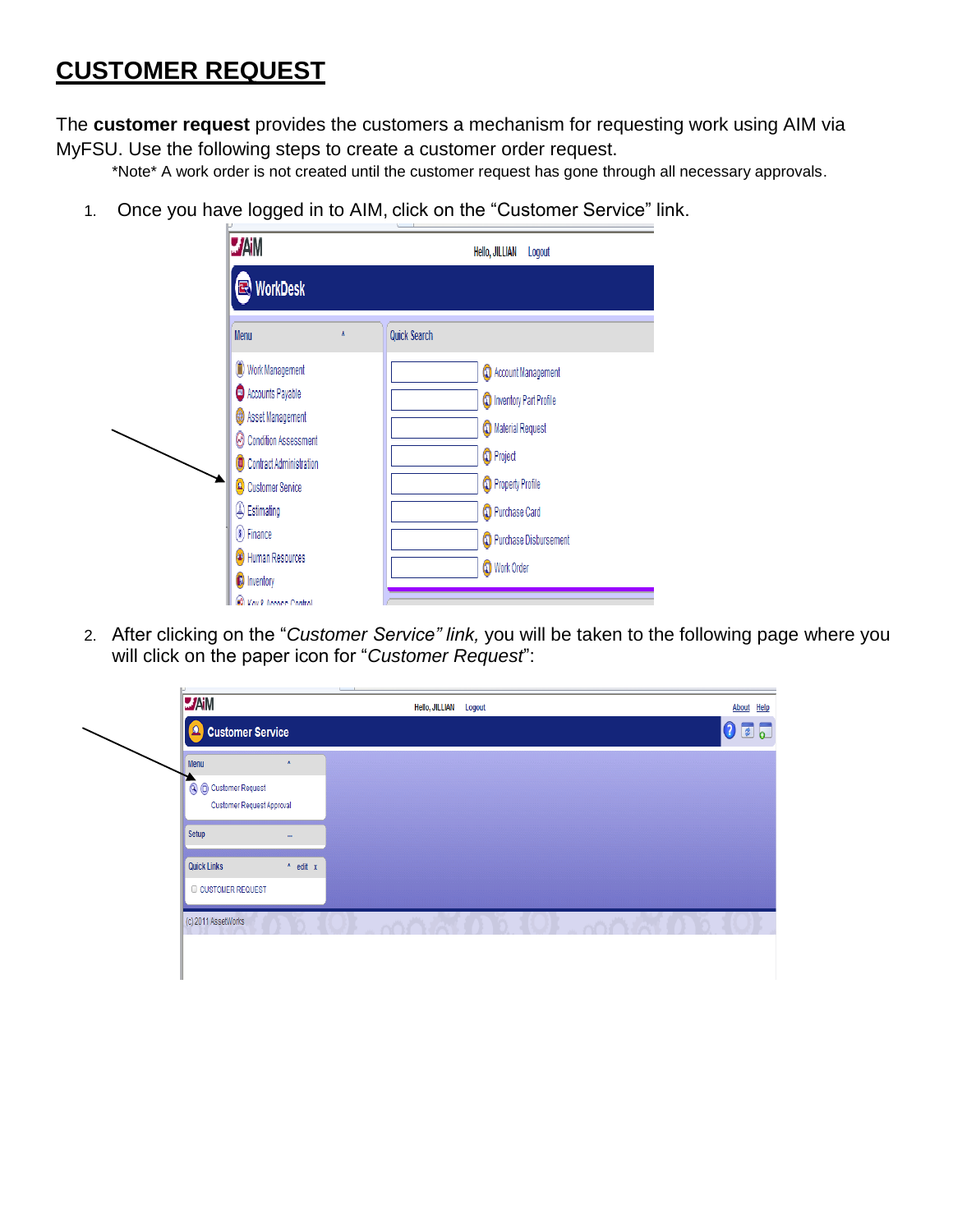# CUSTOMER REQUEST

The **customer request** provides the customers a mechanism for requesting work using AIM via MyFSU. Use the following steps to create a customer order request.

\*Note\* A work order is not created until the customer request has gone through all necessary approvals.

1. Once you have logged in to AIM, click on the "Customer Service" link.

2. After clicking on the "*Customer Service" link,* you will be taken to the following page where you will click on the paper icon for "*Customer Request*":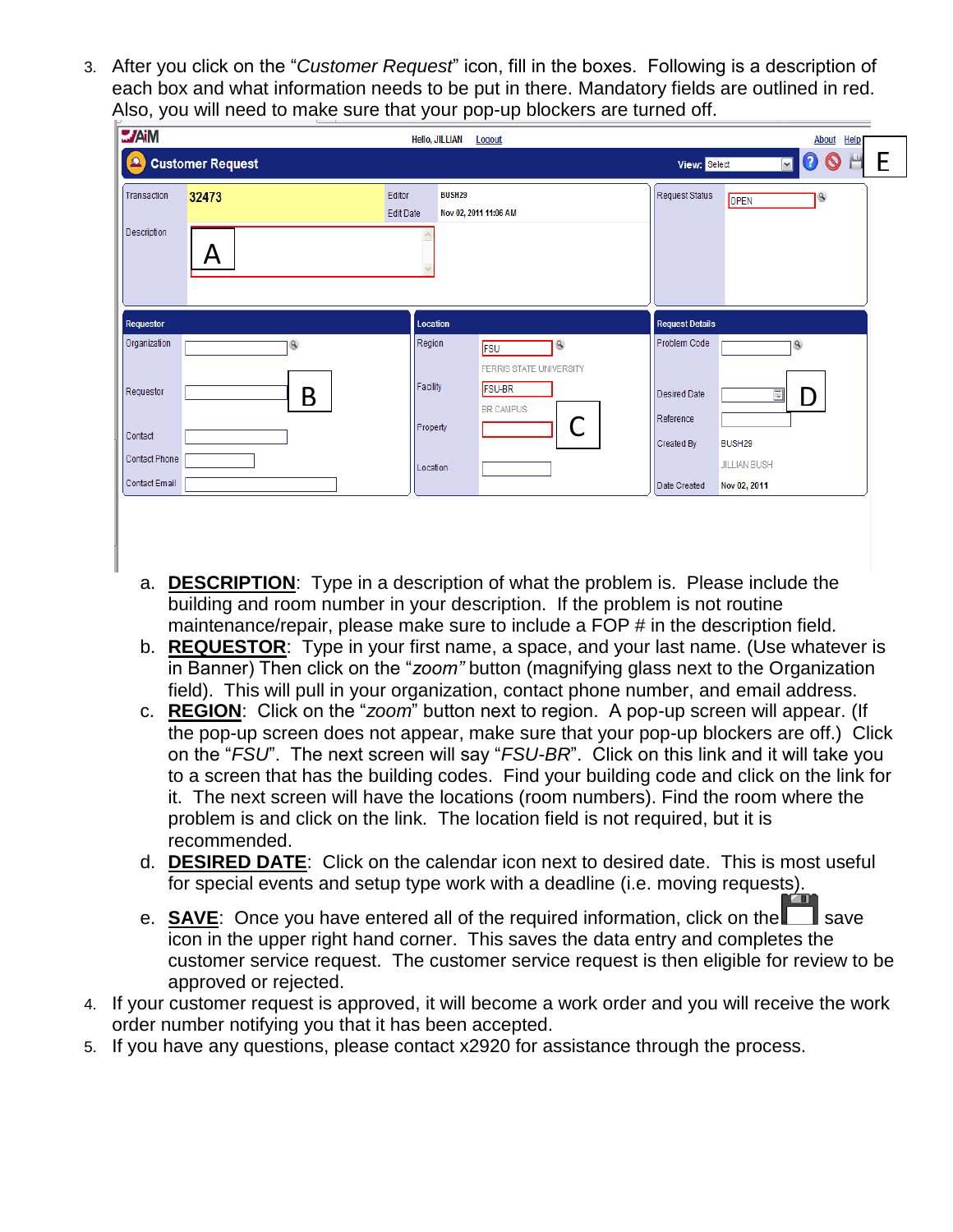3. After you click on the "*Customer Request*" icon, fill in the boxes. Following is a description of each box and what information needs to be put in there. Mandatory fields are outlined in red. Also, you will need to make sure that your pop-up blockers are turned off.

   a. **DESCRIPTION**: Type in a description of what the problem is. Please include the building and room number in your description. If the problem is not routine maintenance/repair, please make sure to include a FOP # in the description field.
   b. **REQUESTOR**: Type in your first name, a space, and your last name. (Use whatever is in Banner) Then click on the "*zoom"* button (magnifying glass next to the Organization field). This will pull in your organization, contact phone number, and email address.
   c. **REGION**: Click on the "*zoom*" button next to region. A pop-up screen will appear. (If the pop-up screen does not appear, make sure that your pop-up blockers are off.) Click on the "*FSU*". The next screen will say "*FSU-BR*". Click on this link and it will take you to a screen that has the building codes. Find your building code and click on the link for it. The next screen will have the locations (room numbers). Find the room where the problem is and click on the link. The location field is not required, but it is recommended.
   d. **DESIRED DATE**: Click on the calendar icon next to desired date. This is most useful for special events and setup type work with a deadline (i.e. moving requests).
   e. **SAVE**: Once you have entered all of the required information, click on the save icon in the upper right hand corner. This saves the data entry and completes the customer service request. The customer service request is then eligible for review to be approved or rejected.
4. If your customer request is approved, it will become a work order and you will receive the work order number notifying you that it has been accepted.
5. If you have any questions, please contact x2920 for assistance through the process.